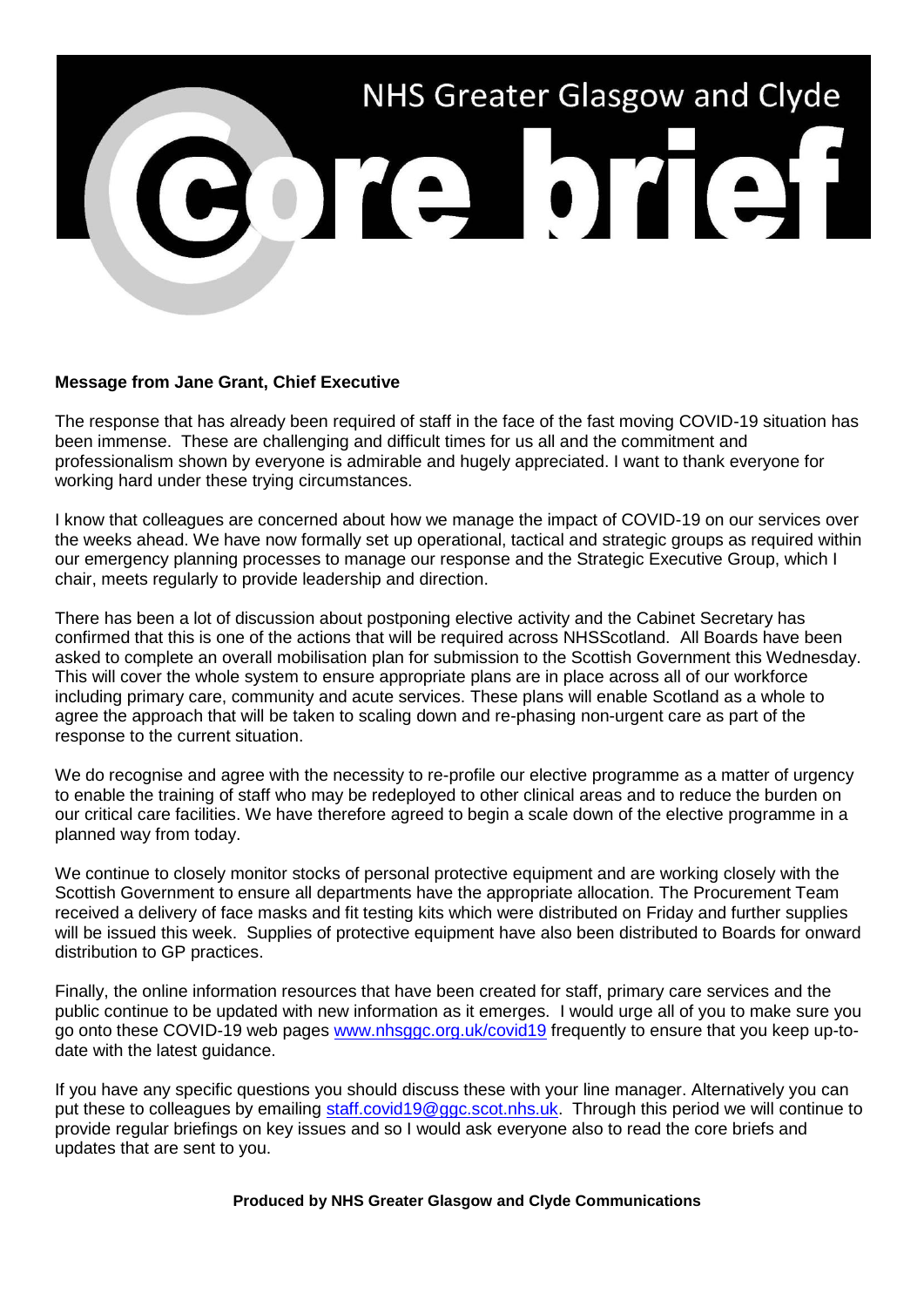# NHS Greater Glasgow and Clyde

# core brief

**Message from Jane Grant, Chief Executive**

The response that has already been required of staff in the face of the fast moving COVID-19 situation has been immense. These are challenging and difficult times for us all and the commitment and professionalism shown by everyone is admirable and hugely appreciated. I want to thank everyone for working hard under these trying circumstances.

I know that colleagues are concerned about how we manage the impact of COVID-19 on our services over the weeks ahead. We have now formally set up operational, tactical and strategic groups as required within our emergency planning processes to manage our response and the Strategic Executive Group, which I chair, meets regularly to provide leadership and direction.

There has been a lot of discussion about postponing elective activity and the Cabinet Secretary has confirmed that this is one of the actions that will be required across NHSScotland. All Boards have been asked to complete an overall mobilisation plan for submission to the Scottish Government this Wednesday. This will cover the whole system to ensure appropriate plans are in place across all of our workforce including primary care, community and acute services. These plans will enable Scotland as a whole to agree the approach that will be taken to scaling down and re-phasing non-urgent care as part of the response to the current situation.

We do recognise and agree with the necessity to re-profile our elective programme as a matter of urgency to enable the training of staff who may be redeployed to other clinical areas and to reduce the burden on our critical care facilities. We have therefore agreed to begin a scale down of the elective programme in a planned way from today.

We continue to closely monitor stocks of personal protective equipment and are working closely with the Scottish Government to ensure all departments have the appropriate allocation. The Procurement Team received a delivery of face masks and fit testing kits which were distributed on Friday and further supplies will be issued this week. Supplies of protective equipment have also been distributed to Boards for onward distribution to GP practices.

Finally, the online information resources that have been created for staff, primary care services and the public continue to be updated with new information as it emerges. I would urge all of you to make sure you go onto these COVID-19 web pages www.nhsggc.org.uk/covid19 frequently to ensure that you keep up-to-date with the latest guidance.

If you have any specific questions you should discuss these with your line manager. Alternatively you can put these to colleagues by emailing staff.covid19@ggc.scot.nhs.uk. Through this period we will continue to provide regular briefings on key issues and so I would ask everyone also to read the core briefs and updates that are sent to you.

**Produced by NHS Greater Glasgow and Clyde Communications**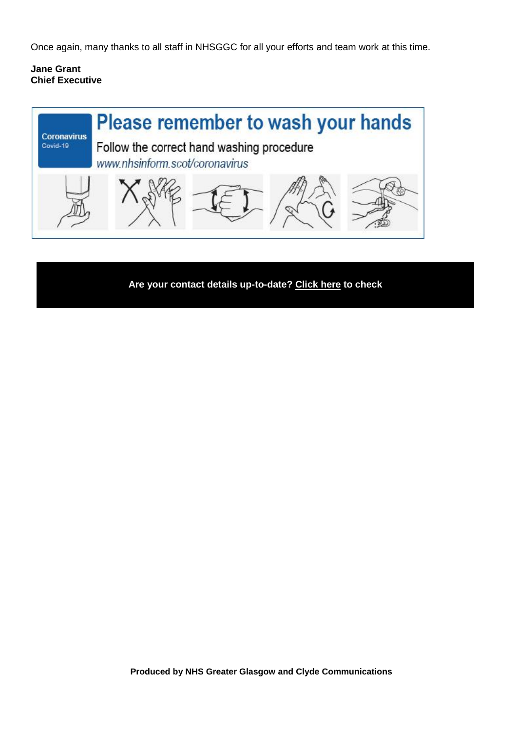Once again, many thanks to all staff in NHSGGC for all your efforts and team work at this time.

**Jane Grant**
**Chief Executive**

Coronavirus
Covid-19

Please remember to wash your hands

Follow the correct hand washing procedure

*www.nhsinform.scot/coronavirus*

**Are your contact details up-to-date? Click here to check**

**Produced by NHS Greater Glasgow and Clyde Communications**